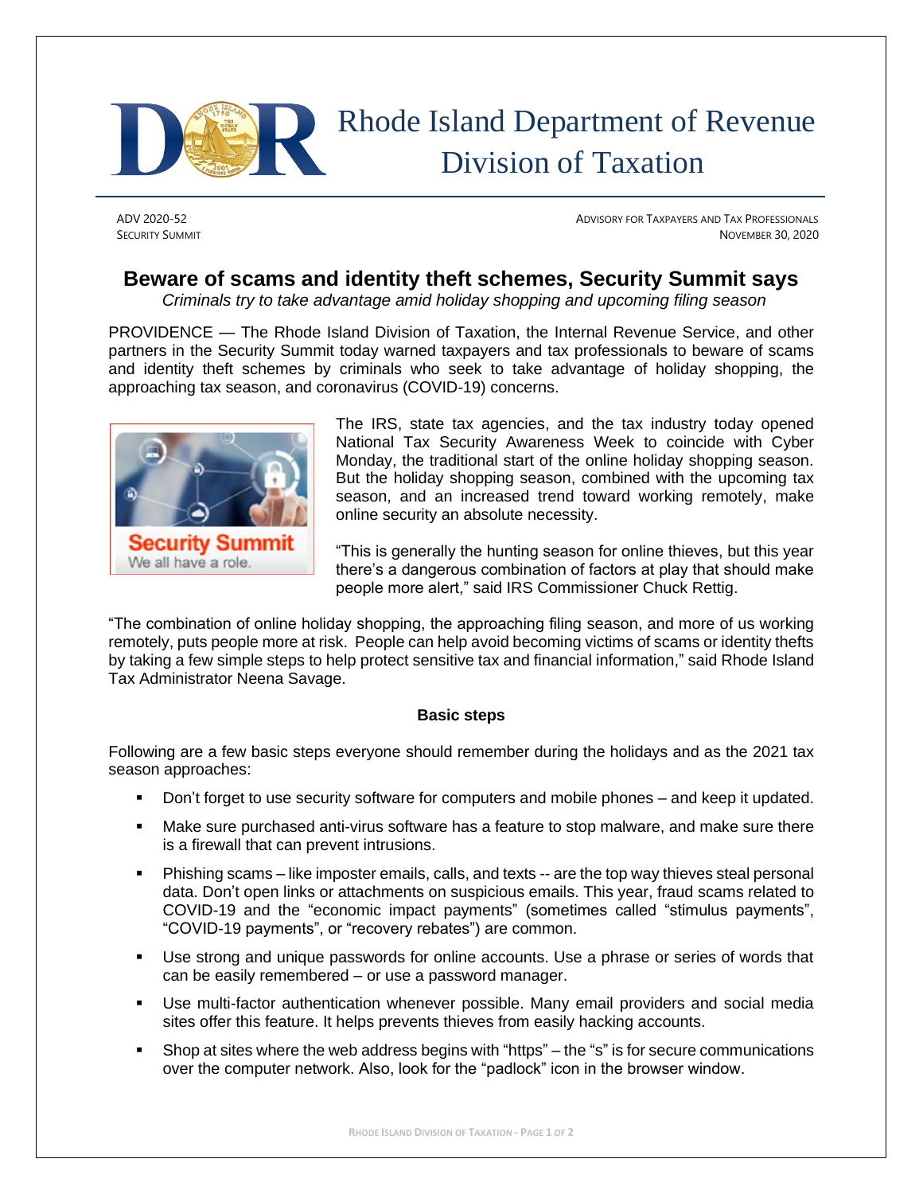Rhode Island Department of Revenue
Division of Taxation

ADV 2020-52
SECURITY SUMMIT

ADVISORY FOR TAXPAYERS AND TAX PROFESSIONALS
NOVEMBER 30, 2020

# Beware of scams and identity theft schemes, Security Summit says

*Criminals try to take advantage amid holiday shopping and upcoming filing season*

PROVIDENCE — The Rhode Island Division of Taxation, the Internal Revenue Service, and other partners in the Security Summit today warned taxpayers and tax professionals to beware of scams and identity theft schemes by criminals who seek to take advantage of holiday shopping, the approaching tax season, and coronavirus (COVID-19) concerns.

The IRS, state tax agencies, and the tax industry today opened National Tax Security Awareness Week to coincide with Cyber Monday, the traditional start of the online holiday shopping season. But the holiday shopping season, combined with the upcoming tax season, and an increased trend toward working remotely, make online security an absolute necessity.

"This is generally the hunting season for online thieves, but this year there's a dangerous combination of factors at play that should make people more alert," said IRS Commissioner Chuck Rettig.

"The combination of online holiday shopping, the approaching filing season, and more of us working remotely, puts people more at risk. People can help avoid becoming victims of scams or identity thefts by taking a few simple steps to help protect sensitive tax and financial information," said Rhode Island Tax Administrator Neena Savage.

**Basic steps**

Following are a few basic steps everyone should remember during the holidays and as the 2021 tax season approaches:

- Don't forget to use security software for computers and mobile phones – and keep it updated.
- Make sure purchased anti-virus software has a feature to stop malware, and make sure there is a firewall that can prevent intrusions.
- Phishing scams – like imposter emails, calls, and texts -- are the top way thieves steal personal data. Don't open links or attachments on suspicious emails. This year, fraud scams related to COVID-19 and the "economic impact payments" (sometimes called "stimulus payments", "COVID-19 payments", or "recovery rebates") are common.
- Use strong and unique passwords for online accounts. Use a phrase or series of words that can be easily remembered – or use a password manager.
- Use multi-factor authentication whenever possible. Many email providers and social media sites offer this feature. It helps prevents thieves from easily hacking accounts.
- Shop at sites where the web address begins with "https" – the "s" is for secure communications over the computer network. Also, look for the "padlock" icon in the browser window.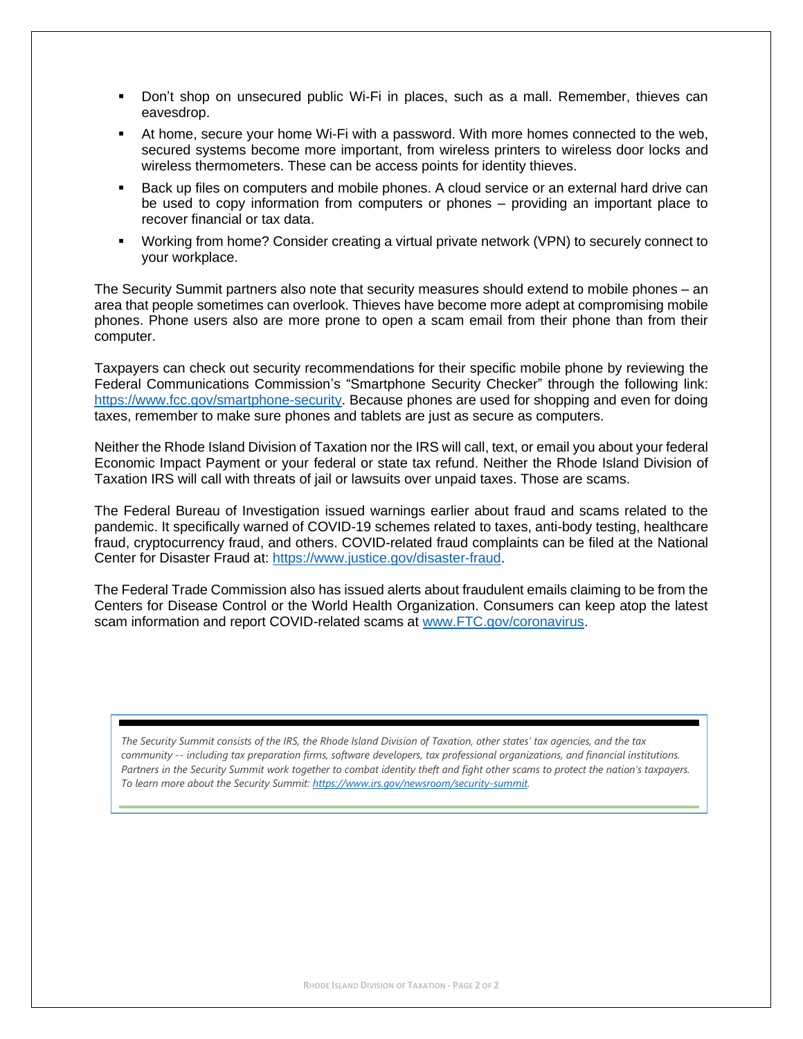- Don't shop on unsecured public Wi-Fi in places, such as a mall. Remember, thieves can eavesdrop.
- At home, secure your home Wi-Fi with a password. With more homes connected to the web, secured systems become more important, from wireless printers to wireless door locks and wireless thermometers. These can be access points for identity thieves.
- Back up files on computers and mobile phones. A cloud service or an external hard drive can be used to copy information from computers or phones – providing an important place to recover financial or tax data.
- Working from home? Consider creating a virtual private network (VPN) to securely connect to your workplace.

The Security Summit partners also note that security measures should extend to mobile phones – an area that people sometimes can overlook. Thieves have become more adept at compromising mobile phones. Phone users also are more prone to open a scam email from their phone than from their computer.

Taxpayers can check out security recommendations for their specific mobile phone by reviewing the Federal Communications Commission's "Smartphone Security Checker" through the following link: https://www.fcc.gov/smartphone-security. Because phones are used for shopping and even for doing taxes, remember to make sure phones and tablets are just as secure as computers.

Neither the Rhode Island Division of Taxation nor the IRS will call, text, or email you about your federal Economic Impact Payment or your federal or state tax refund. Neither the Rhode Island Division of Taxation IRS will call with threats of jail or lawsuits over unpaid taxes. Those are scams.

The Federal Bureau of Investigation issued warnings earlier about fraud and scams related to the pandemic. It specifically warned of COVID-19 schemes related to taxes, anti-body testing, healthcare fraud, cryptocurrency fraud, and others. COVID-related fraud complaints can be filed at the National Center for Disaster Fraud at: https://www.justice.gov/disaster-fraud.

The Federal Trade Commission also has issued alerts about fraudulent emails claiming to be from the Centers for Disease Control or the World Health Organization. Consumers can keep atop the latest scam information and report COVID-related scams at www.FTC.gov/coronavirus.

*The Security Summit consists of the IRS, the Rhode Island Division of Taxation, other states' tax agencies, and the tax community -- including tax preparation firms, software developers, tax professional organizations, and financial institutions. Partners in the Security Summit work together to combat identity theft and fight other scams to protect the nation's taxpayers. To learn more about the Security Summit: https://www.irs.gov/newsroom/security-summit.*